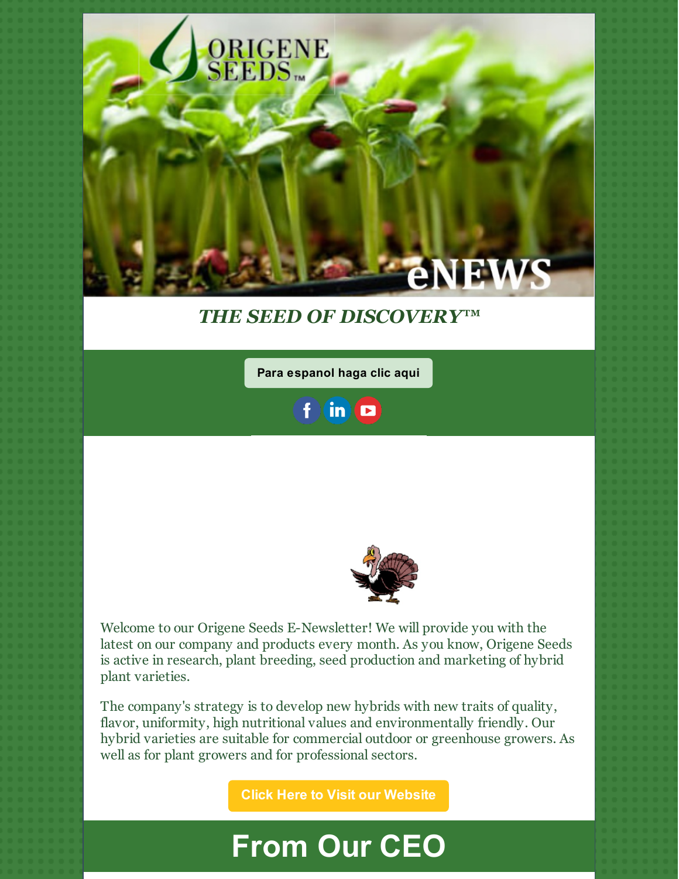ORIGENE SEEDS™

eNEWS

***THE SEED OF DISCOVERY™***

Para espanol haga clic aqui

Welcome to our Origene Seeds E-Newsletter! We will provide you with the latest on our company and products every month. As you know, Origene Seeds is active in research, plant breeding, seed production and marketing of hybrid plant varieties.

The company's strategy is to develop new hybrids with new traits of quality, flavor, uniformity, high nutritional values and environmentally friendly. Our hybrid varieties are suitable for commercial outdoor or greenhouse growers. As well as for plant growers and for professional sectors.

Click Here to Visit our Website

# From Our CEO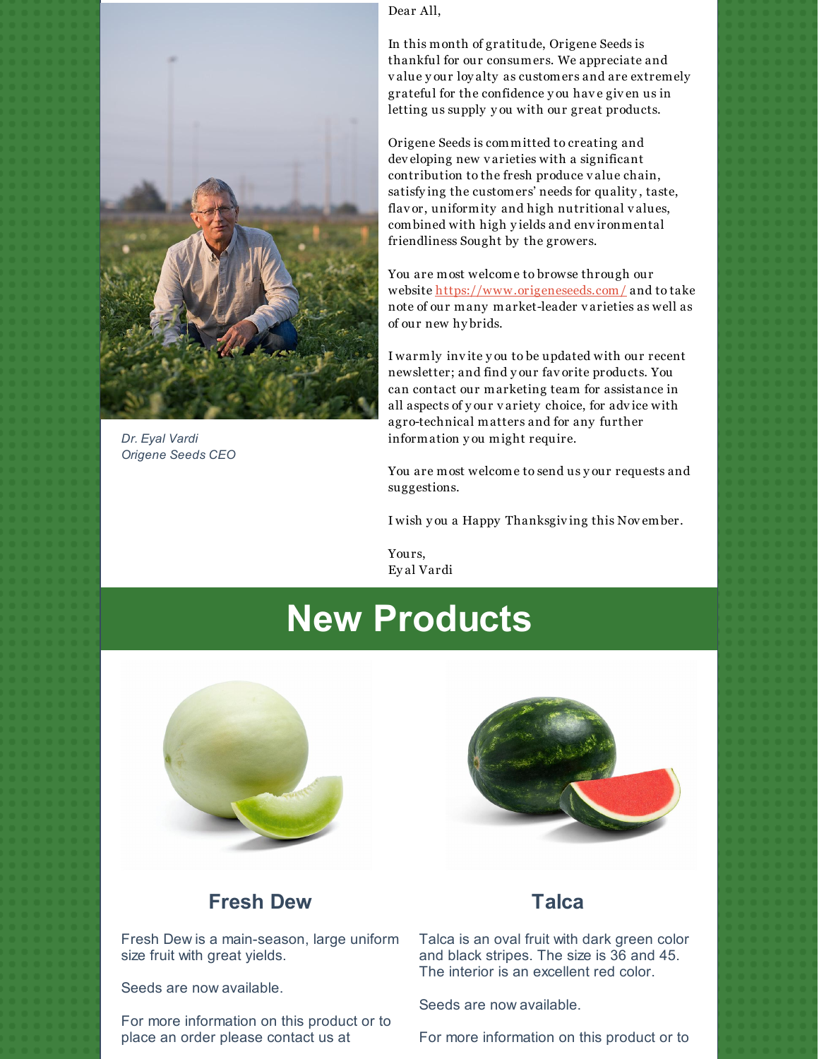*Dr. Eyal Vardi*
*Origene Seeds CEO*

Dear All,

In this month of gratitude, Origene Seeds is thankful for our consumers. We appreciate and value your loyalty as customers and are extremely grateful for the confidence you have given us in letting us supply you with our great products.

Origene Seeds is committed to creating and developing new varieties with a significant contribution to the fresh produce value chain, satisfying the customers' needs for quality, taste, flavor, uniformity and high nutritional values, combined with high yields and environmental friendliness Sought by the growers.

You are most welcome to browse through our website https://www.origeneseeds.com/ and to take note of our many market-leader varieties as well as of our new hybrids.

I warmly invite you to be updated with our recent newsletter; and find your favorite products. You can contact our marketing team for assistance in all aspects of your variety choice, for advice with agro-technical matters and for any further information you might require.

You are most welcome to send us your requests and suggestions.

I wish you a Happy Thanksgiving this November.

Yours,
Eyal Vardi

# New Products

## Fresh Dew

Fresh Dew is a main-season, large uniform size fruit with great yields.

Seeds are now available.

For more information on this product or to place an order please contact us at

## Talca

Talca is an oval fruit with dark green color and black stripes. The size is 36 and 45. The interior is an excellent red color.

Seeds are now available.

For more information on this product or to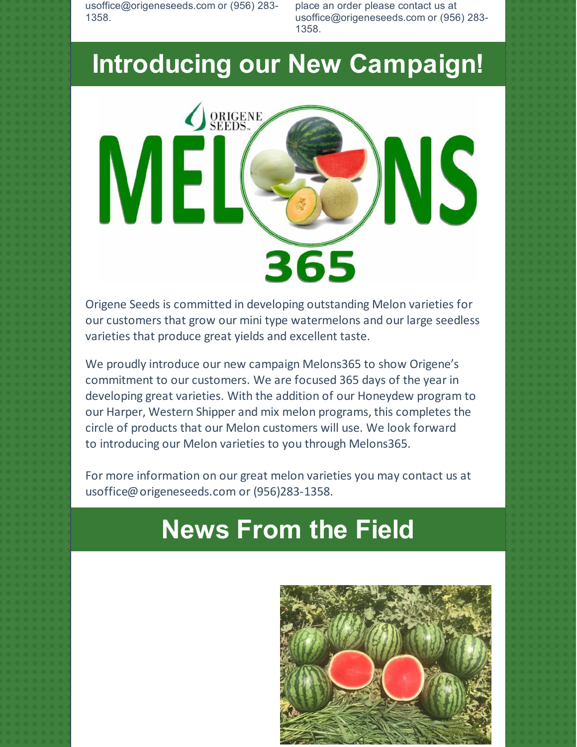usoffice@origeneseeds.com or (956) 283-1358.

place an order please contact us at usoffice@origeneseeds.com or (956) 283-1358.

# Introducing our New Campaign!

Origene Seeds is committed in developing outstanding Melon varieties for our customers that grow our mini type watermelons and our large seedless varieties that produce great yields and excellent taste.

We proudly introduce our new campaign Melons365 to show Origene's commitment to our customers. We are focused 365 days of the year in developing great varieties. With the addition of our Honeydew program to our Harper, Western Shipper and mix melon programs, this completes the circle of products that our Melon customers will use. We look forward to introducing our Melon varieties to you through Melons365.

For more information on our great melon varieties you may contact us at usoffice@origeneseeds.com or (956)283-1358.

# News From the Field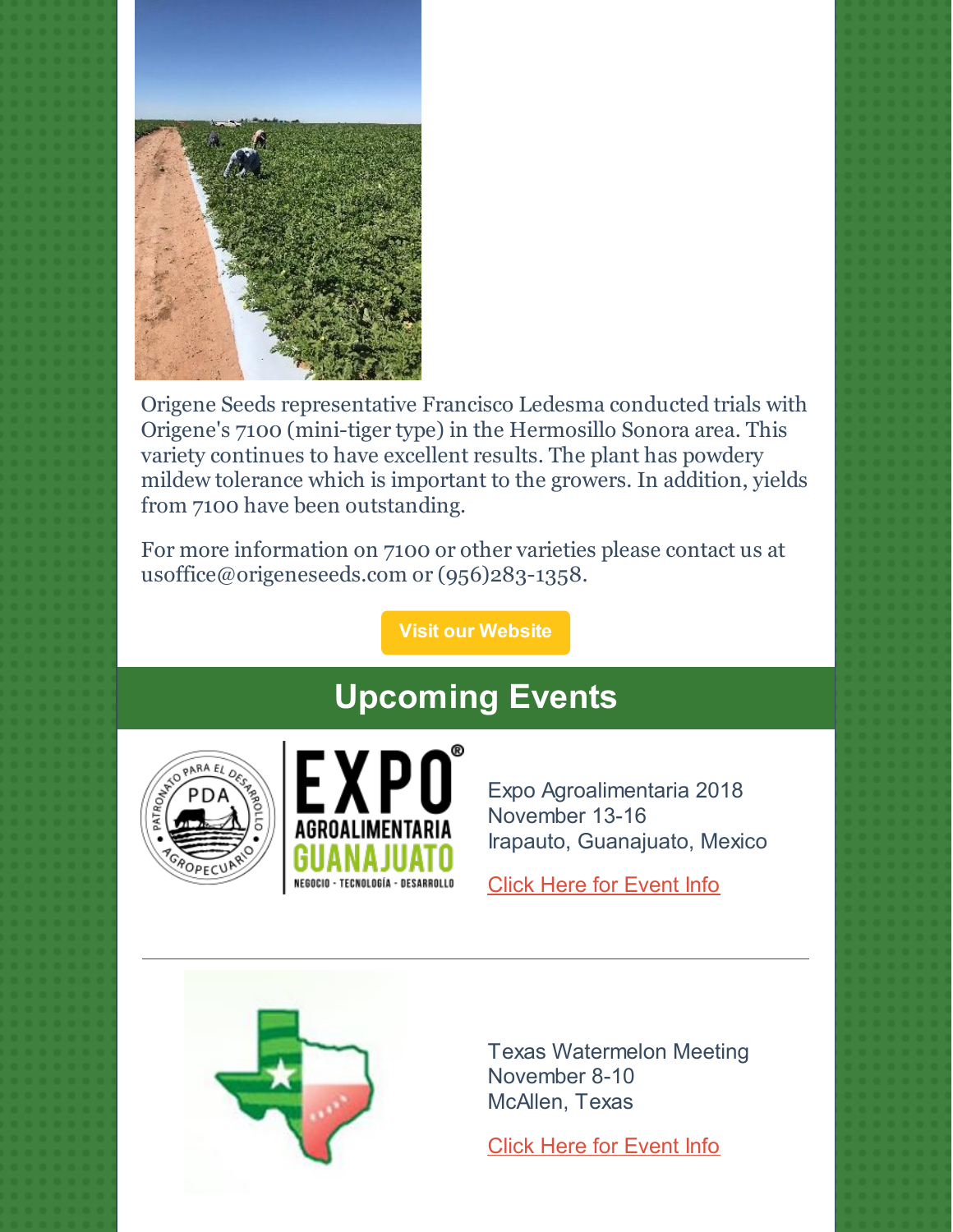Origene Seeds representative Francisco Ledesma conducted trials with Origene's 7100 (mini-tiger type) in the Hermosillo Sonora area. This variety continues to have excellent results. The plant has powdery mildew tolerance which is important to the growers. In addition, yields from 7100 have been outstanding.

For more information on 7100 or other varieties please contact us at usoffice@origeneseeds.com or (956)283-1358.

Visit our Website

## Upcoming Events

Expo Agroalimentaria 2018
November 13-16
Irapauto, Guanajuato, Mexico

Click Here for Event Info

---

Texas Watermelon Meeting
November 8-10
McAllen, Texas

Click Here for Event Info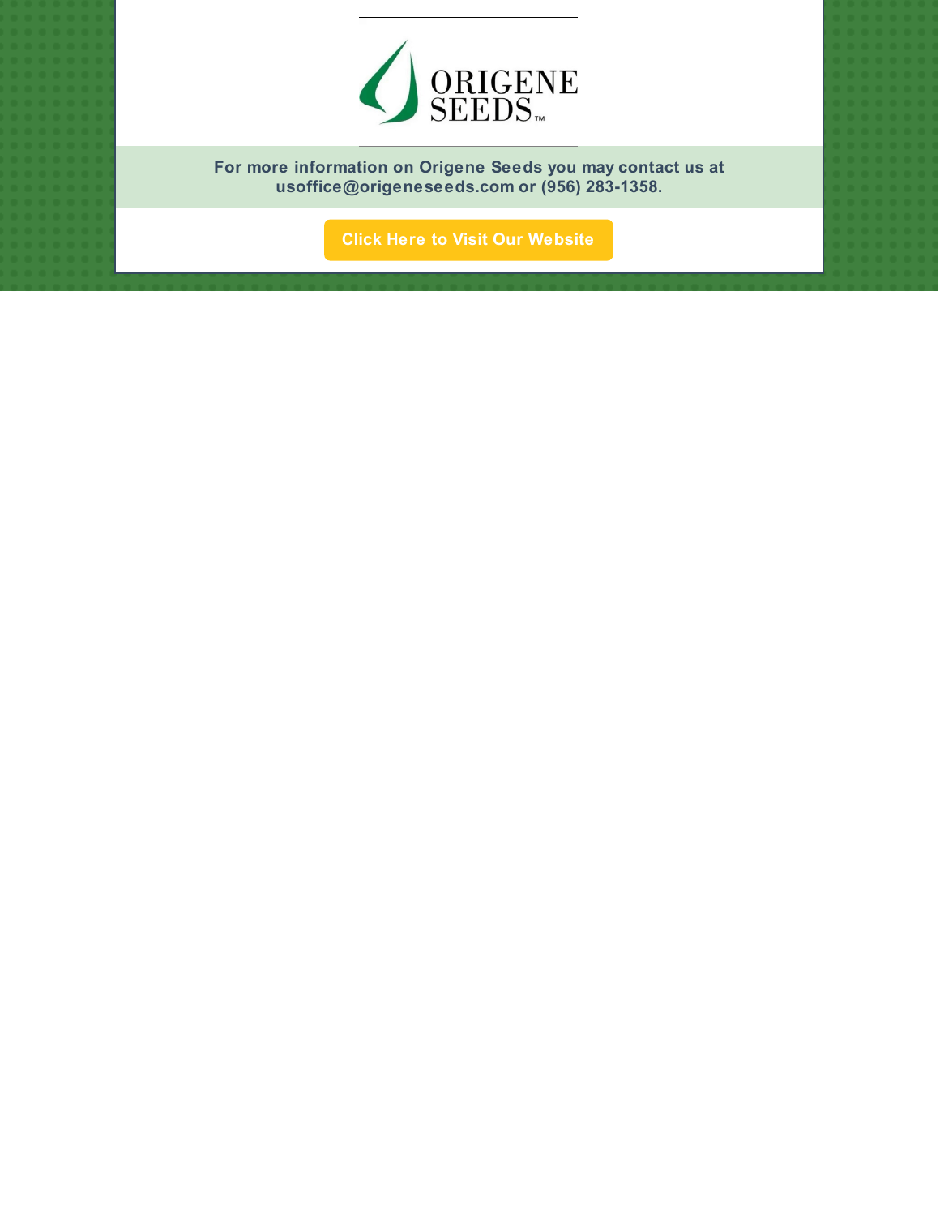ORIGENE SEEDS™

**For more information on Origene Seeds you may contact us at usoffice@origeneseeds.com or (956) 283-1358.**

**Click Here to Visit Our Website**